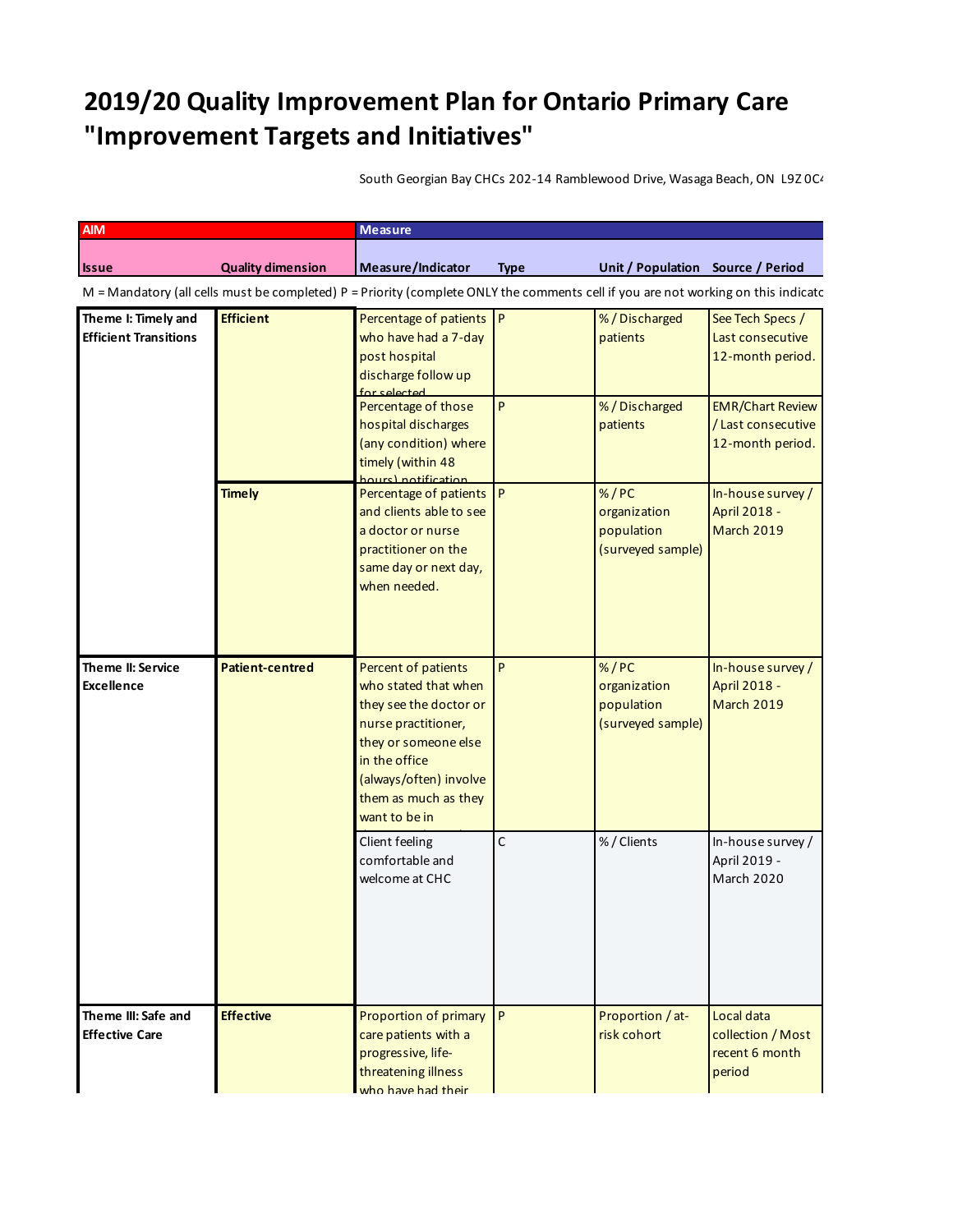# 2019/20 Quality Improvement Plan for Ontario Primary Care "Improvement Targets and Initiatives"

South Georgian Bay CHCs 202-14 Ramblewood Drive, Wasaga Beach, ON L9Z 0C4

| AIM | | Measure | | | |
|---|---|---|---|---|---|
| Issue | Quality dimension | Measure/Indicator | Type | Unit / Population | Source / Period |

M = Mandatory (all cells must be completed) P = Priority (complete ONLY the comments cell if you are not working on this indicator

| Issue | Quality dimension | Measure/Indicator | Type | Unit / Population | Source / Period |
|---|---|---|---|---|---|
| Theme I: Timely and Efficient Transitions | Efficient | Percentage of patients who have had a 7-day post hospital discharge follow up for selected | P | % / Discharged patients | See Tech Specs / Last consecutive 12-month period. |
| | | Percentage of those hospital discharges (any condition) where timely (within 48 hours) notification | P | % / Discharged patients | EMR/Chart Review / Last consecutive 12-month period. |
| | Timely | Percentage of patients and clients able to see a doctor or nurse practitioner on the same day or next day, when needed. | P | % / PC organization population (surveyed sample) | In-house survey / April 2018 - March 2019 |
| Theme II: Service Excellence | Patient-centred | Percent of patients who stated that when they see the doctor or nurse practitioner, they or someone else in the office (always/often) involve them as much as they want to be in | P | % / PC organization population (surveyed sample) | In-house survey / April 2018 - March 2019 |
| | | Client feeling comfortable and welcome at CHC | C | % / Clients | In-house survey / April 2019 - March 2020 |
| Theme III: Safe and Effective Care | Effective | Proportion of primary care patients with a progressive, life-threatening illness who have had their | P | Proportion / at-risk cohort | Local data collection / Most recent 6 month period |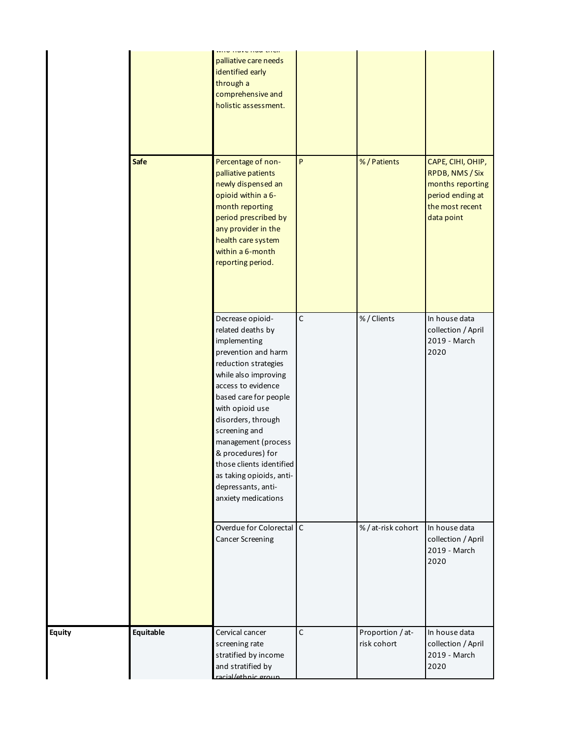| | | | | | |
|---|---|---|---|---|---|
| | | who have had their palliative care needs identified early through a comprehensive and holistic assessment. | | | |
| | Safe | Percentage of non-palliative patients newly dispensed an opioid within a 6-month reporting period prescribed by any provider in the health care system within a 6-month reporting period. | P | % / Patients | CAPE, CIHI, OHIP, RPDB, NMS / Six months reporting period ending at the most recent data point |
| | | Decrease opioid-related deaths by implementing prevention and harm reduction strategies while also improving access to evidence based care for people with opioid use disorders, through screening and management (process & procedures) for those clients identified as taking opioids, anti-depressants, anti-anxiety medications | C | % / Clients | In house data collection / April 2019 - March 2020 |
| | | Overdue for Colorectal Cancer Screening | C | % / at-risk cohort | In house data collection / April 2019 - March 2020 |
| Equity | Equitable | Cervical cancer screening rate stratified by income and stratified by racial/ethnic group | C | Proportion / at-risk cohort | In house data collection / April 2019 - March 2020 |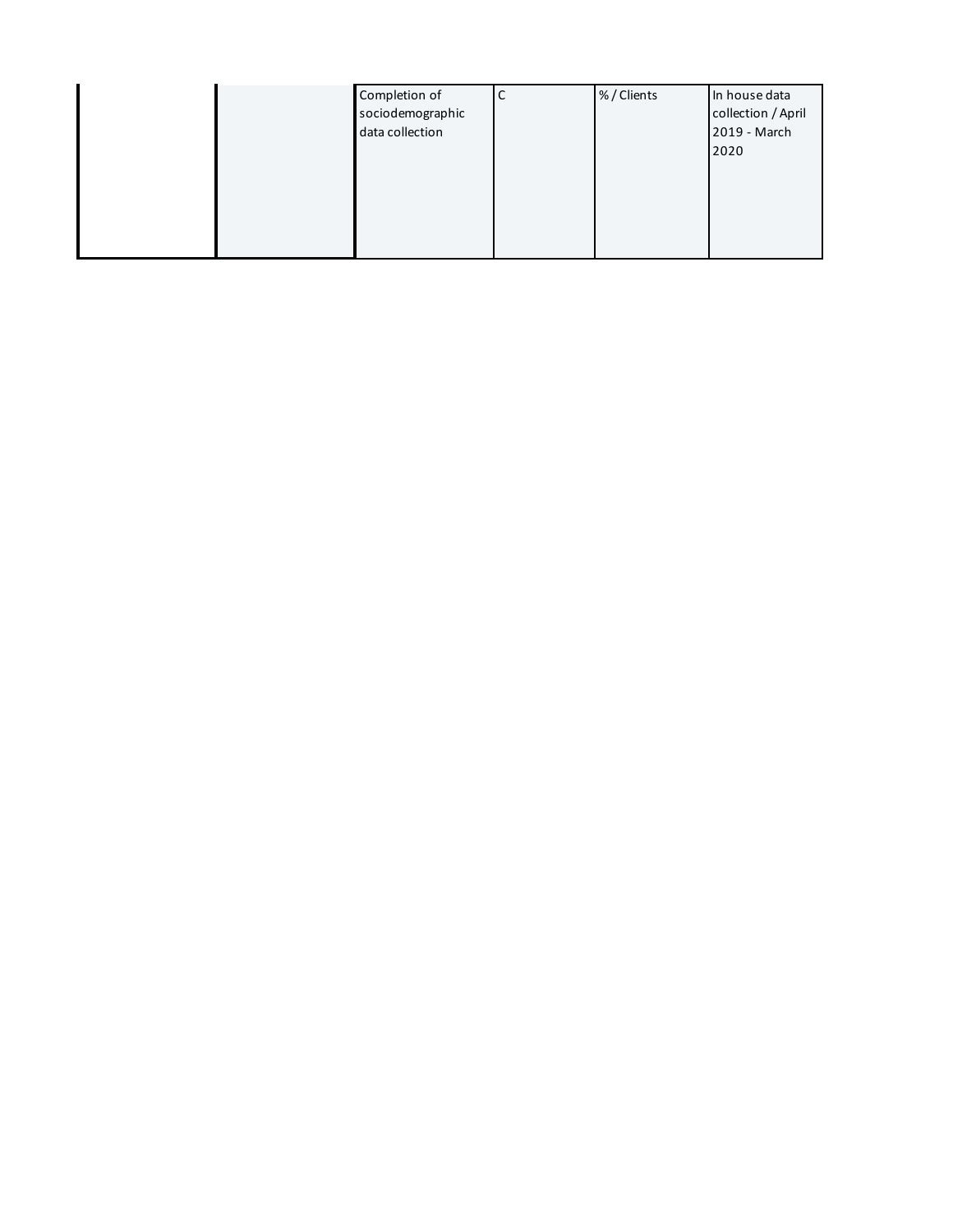| | | | | | |
|---|---|---|---|---|---|
| | | Completion of sociodemographic data collection | C | % / Clients | In house data collection / April 2019 - March 2020 |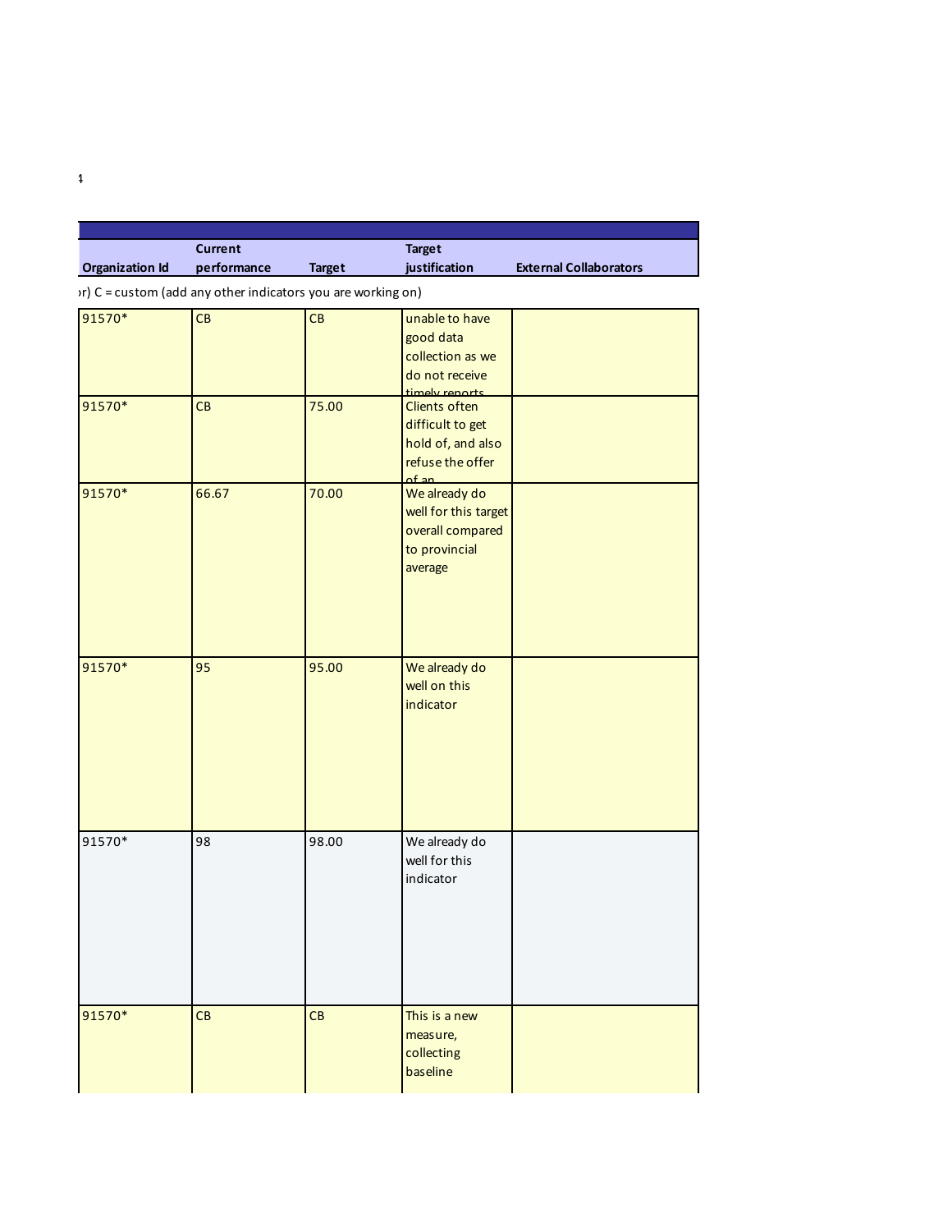| Organization Id | Current performance | Target | Target justification | External Collaborators |
|---|---|---|---|---|
| or) C = custom (add any other indicators you are working on) | | | | |
| 91570* | CB | CB | unable to have good data collection as we do not receive timely reports | |
| 91570* | CB | 75.00 | Clients often difficult to get hold of, and also refuse the offer of an | |
| 91570* | 66.67 | 70.00 | We already do well for this target overall compared to provincial average | |
| 91570* | 95 | 95.00 | We already do well on this indicator | |
| 91570* | 98 | 98.00 | We already do well for this indicator | |
| 91570* | CB | CB | This is a new measure, collecting baseline | |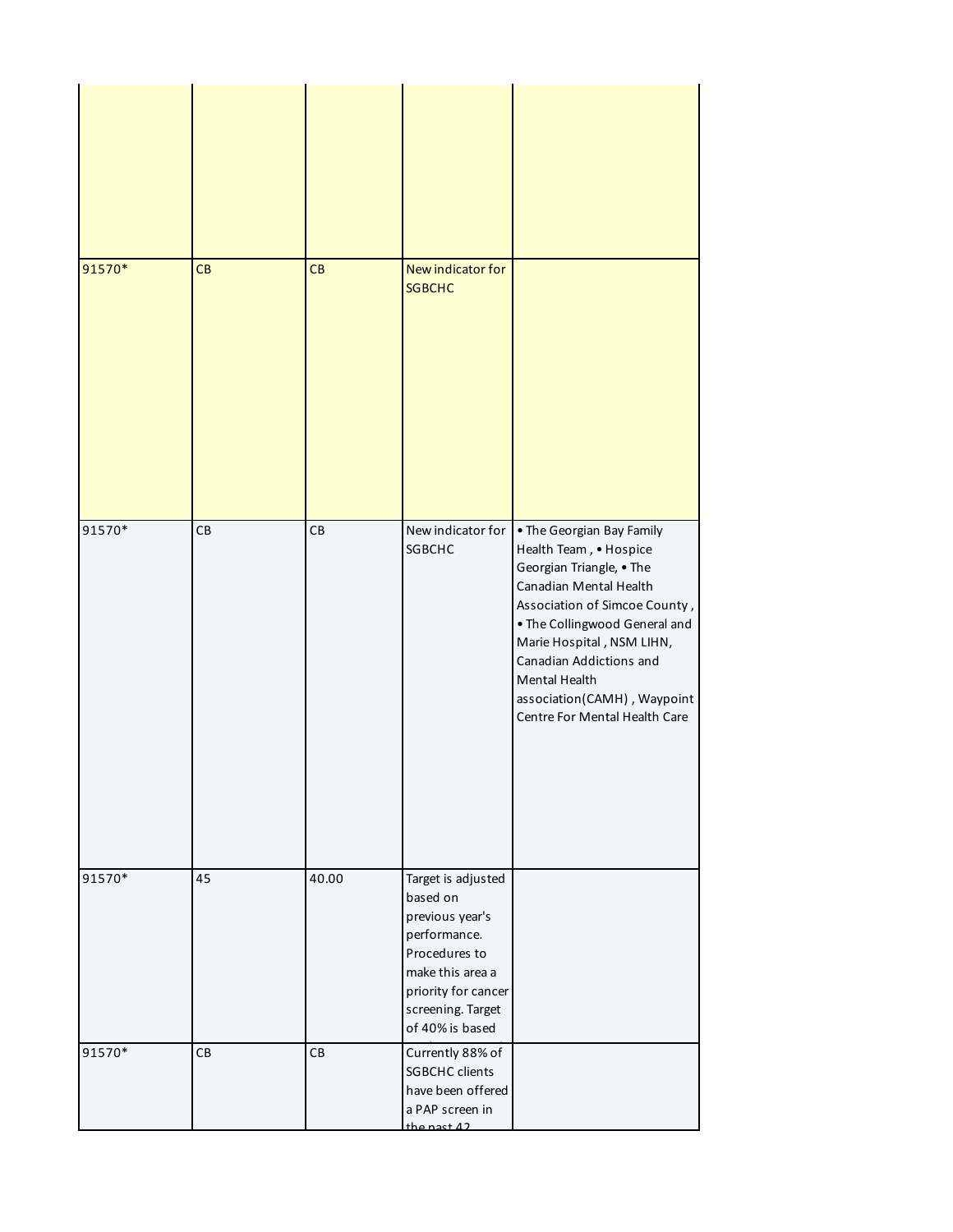| | | | | |
|---|---|---|---|---|
| | | | | |
| 91570* | CB | CB | New indicator for SGBCHC | |
| 91570* | CB | CB | New indicator for SGBCHC | • The Georgian Bay Family Health Team , • Hospice Georgian Triangle, • The Canadian Mental Health Association of Simcoe County , • The Collingwood General and Marie Hospital , NSM LIHN, Canadian Addictions and Mental Health association(CAMH) , Waypoint Centre For Mental Health Care |
| 91570* | 45 | 40.00 | Target is adjusted based on previous year's performance. Procedures to make this area a priority for cancer screening. Target of 40% is based | |
| 91570* | CB | CB | Currently 88% of SGBCHC clients have been offered a PAP screen in the past 42 | |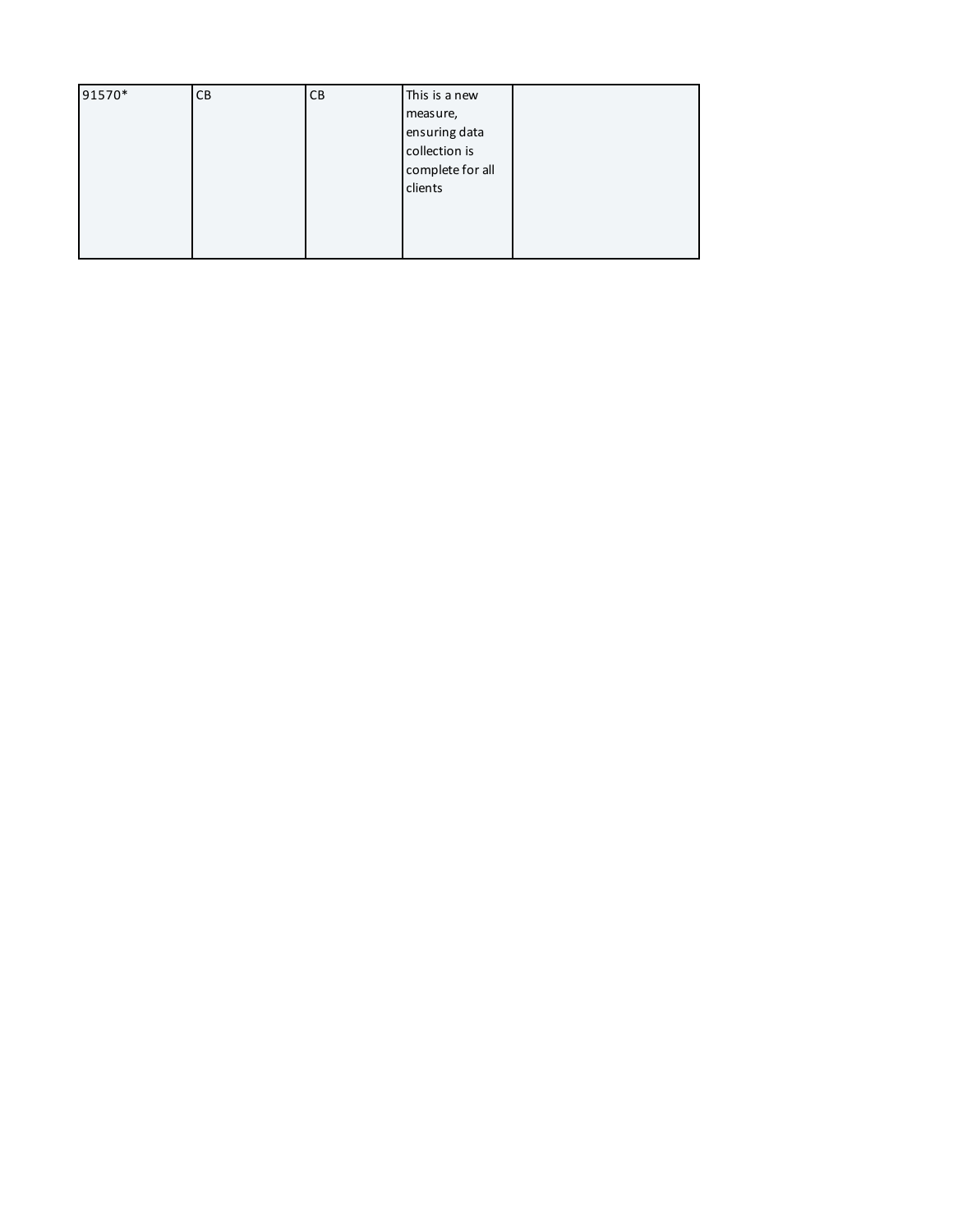| | | | | |
|---|---|---|---|---|
| 91570* | CB | CB | This is a new measure, ensuring data collection is complete for all clients | |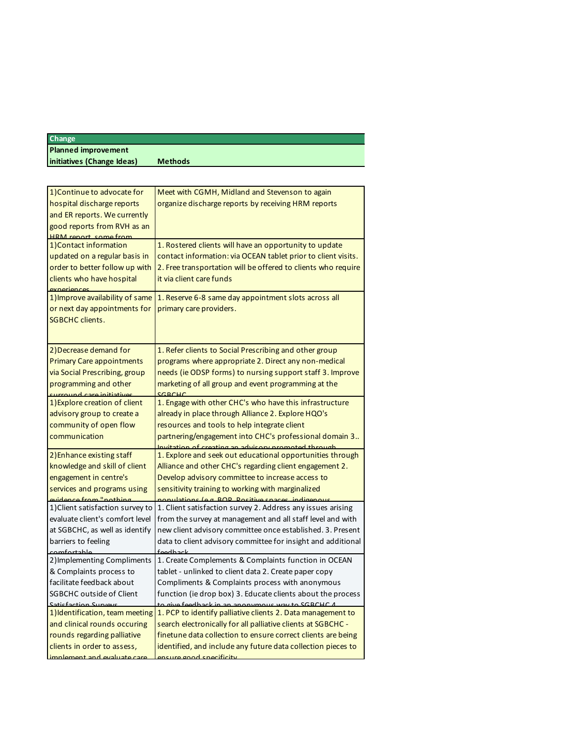| Change | |
|---|---|
| **Planned improvement initiatives (Change Ideas)** | **Methods** |
| 1)Continue to advocate for hospital discharge reports and ER reports. We currently good reports from RVH as an HRM report, some from | Meet with CGMH, Midland and Stevenson to again organize discharge reports by receiving HRM reports |
| 1)Contact information updated on a regular basis in order to better follow up with clients who have hospital experiences | 1. Rostered clients will have an opportunity to update contact information: via OCEAN tablet prior to client visits. 2. Free transportation will be offered to clients who require it via client care funds |
| 1)Improve availability of same or next day appointments for SGBCHC clients. | 1. Reserve 6-8 same day appointment slots across all primary care providers. |
| 2)Decrease demand for Primary Care appointments via Social Prescribing, group programming and other surround care initiatives | 1. Refer clients to Social Prescribing and other group programs where appropriate 2. Direct any non-medical needs (ie ODSP forms) to nursing support staff 3. Improve marketing of all group and event programming at the SGBCHC |
| 1)Explore creation of client advisory group to create a community of open flow communication | 1. Engage with other CHC's who have this infrastructure already in place through Alliance 2. Explore HQO's resources and tools to help integrate client partnering/engagement into CHC's professional domain 3.. Invitation of creating an advisory promoted through |
| 2)Enhance existing staff knowledge and skill of client engagement in centre's services and programs using evidence from "nothing | 1. Explore and seek out educational opportunities through Alliance and other CHC's regarding client engagement 2. Develop advisory committee to increase access to sensitivity training to working with marginalized populations (e.g. BOP, Positive spaces, indigenous |
| 1)Client satisfaction survey to evaluate client's comfort level at SGBCHC, as well as identify barriers to feeling comfortable | 1. Client satisfaction survey 2. Address any issues arising from the survey at management and all staff level and with new client advisory committee once established. 3. Present data to client advisory committee for insight and additional feedback |
| 2)Implementing Compliments & Complaints process to facilitate feedback about SGBCHC outside of Client Satisfaction Surveys | 1. Create Complements & Complaints function in OCEAN tablet - unlinked to client data 2. Create paper copy Compliments & Complaints process with anonymous function (ie drop box) 3. Educate clients about the process to give feedback in an anonymous way to SGBCHC 4. |
| 1)Identification, team meeting and clinical rounds occuring rounds regarding palliative clients in order to assess, implement and evaluate care | 1. PCP to identify palliative clients 2. Data management to search electronically for all palliative clients at SGBCHC - finetune data collection to ensure correct clients are being identified, and include any future data collection pieces to ensure good specificity |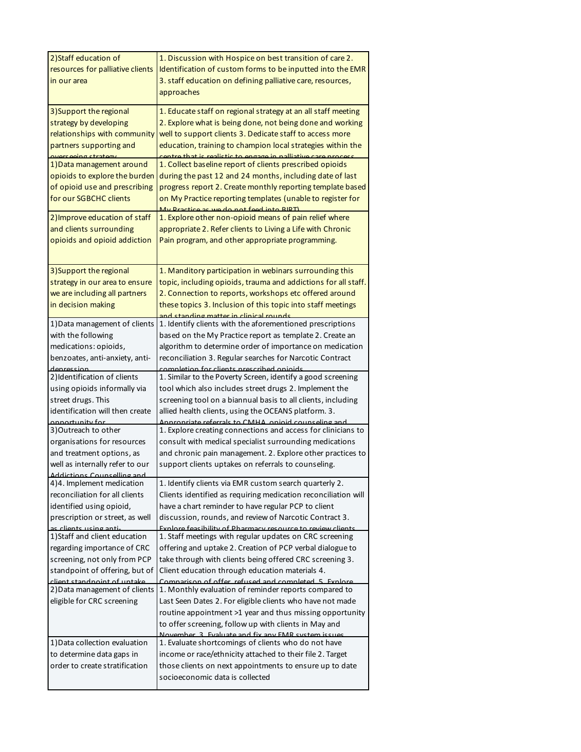| | |
|---|---|
| 2)Staff education of resources for palliative clients in our area | 1. Discussion with Hospice on best transition of care 2. Identification of custom forms to be inputted into the EMR 3. staff education on defining palliative care, resources, approaches |
| 3)Support the regional strategy by developing relationships with community partners supporting and overseeing strategy | 1. Educate staff on regional strategy at an all staff meeting 2. Explore what is being done, not being done and working well to support clients 3. Dedicate staff to access more education, training to champion local strategies within the centre that is realistic to engage in palliative care process |
| 1)Data management around opioids to explore the burden of opioid use and prescribing for our SGBCHC clients | 1. Collect baseline report of clients prescribed opioids during the past 12 and 24 months, including date of last progress report 2. Create monthly reporting template based on My Practice reporting templates (unable to register for My Practice as we do not feed into BIRT) |
| 2)Improve education of staff and clients surrounding opioids and opioid addiction | 1. Explore other non-opioid means of pain relief where appropriate 2. Refer clients to Living a Life with Chronic Pain program, and other appropriate programming. |
| 3)Support the regional strategy in our area to ensure we are including all partners in decision making | 1. Manditory participation in webinars surrounding this topic, including opioids, trauma and addictions for all staff. 2. Connection to reports, workshops etc offered around these topics 3. Inclusion of this topic into staff meetings and standing matter in clinical rounds |
| 1)Data management of clients with the following medications: opioids, benzoates, anti-anxiety, anti-depression | 1. Identify clients with the aforementioned prescriptions based on the My Practice report as template 2. Create an algorithm to determine order of importance on medication reconciliation 3. Regular searches for Narcotic Contract completion for clients prescribed opioids |
| 2)Identification of clients using opioids informally via street drugs. This identification will then create opportunity for | 1. Similar to the Poverty Screen, identify a good screening tool which also includes street drugs 2. Implement the screening tool on a biannual basis to all clients, including allied health clients, using the OCEANS platform. 3. Appropriate referrals to CMHA, opioid counseling and |
| 3)Outreach to other organisations for resources and treatment options, as well as internally refer to our Addictions Counselling and | 1. Explore creating connections and access for clinicians to consult with medical specialist surrounding medications and chronic pain management. 2. Explore other practices to support clients uptakes on referrals to counseling. |
| 4)4. Implement medication reconciliation for all clients identified using opioid, prescription or street, as well as clients using anti- | 1. Identify clients via EMR custom search quarterly 2. Clients identified as requiring medication reconciliation will have a chart reminder to have regular PCP to client discussion, rounds, and review of Narcotic Contract 3. Explore feasibility of Pharmacy resource to review clients |
| 1)Staff and client education regarding importance of CRC screening, not only from PCP standpoint of offering, but of client standpoint of uptake | 1. Staff meetings with regular updates on CRC screening offering and uptake 2. Creation of PCP verbal dialogue to take through with clients being offered CRC screening 3. Client education through education materials 4. Comparison of offer, refused and completed. 5. Explore |
| 2)Data management of clients eligible for CRC screening | 1. Monthly evaluation of reminder reports compared to Last Seen Dates 2. For eligible clients who have not made routine appointment >1 year and thus missing opportunity to offer screening, follow up with clients in May and November. 3. Evaluate and fix any EMR system issues |
| 1)Data collection evaluation to determine data gaps in order to create stratification | 1. Evaluate shortcomings of clients who do not have income or race/ethnicity attached to their file 2. Target those clients on next appointments to ensure up to date socioeconomic data is collected |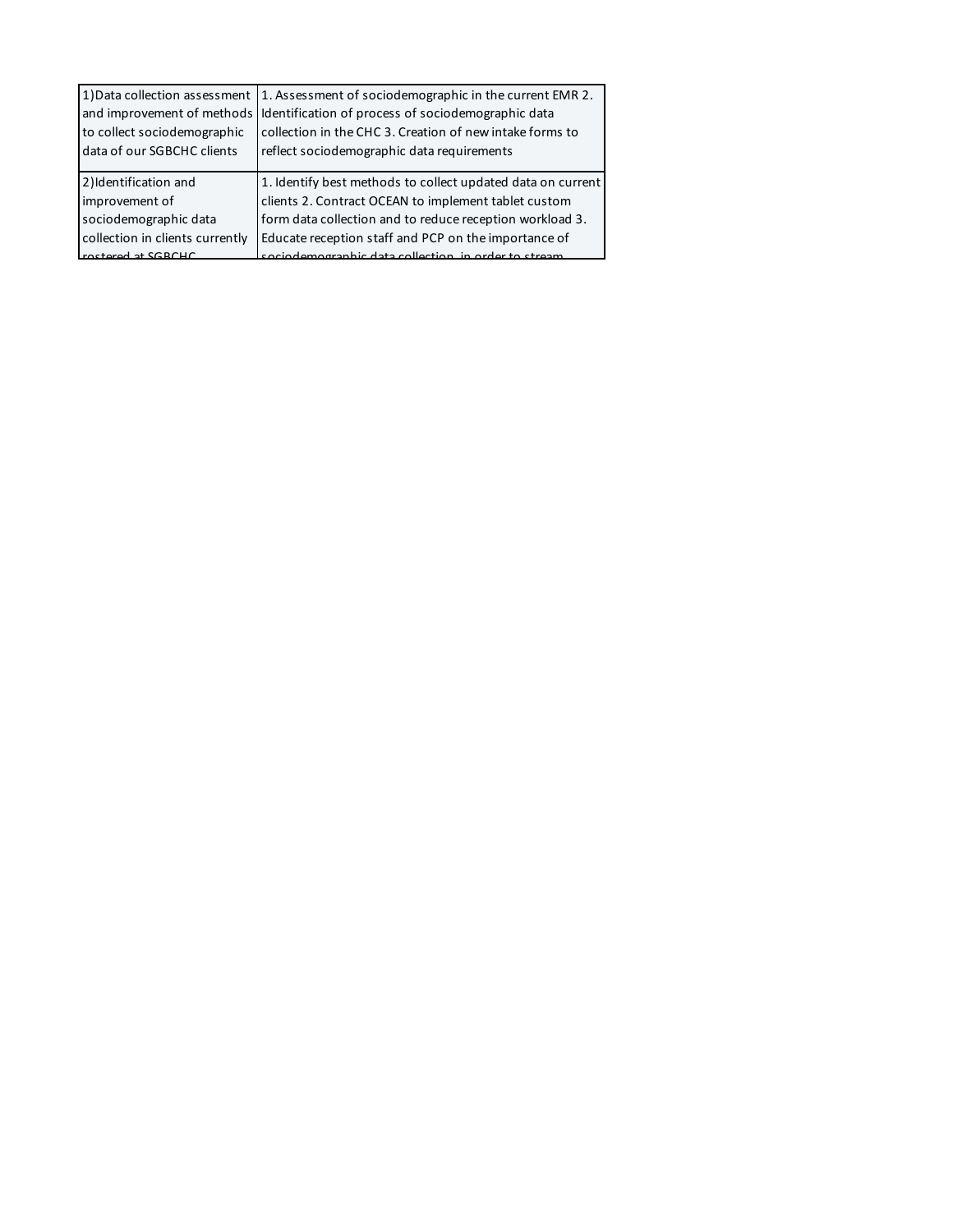| | |
|---|---|
| 1)Data collection assessment and improvement of methods to collect sociodemographic data of our SGBCHC clients | 1. Assessment of sociodemographic in the current EMR 2. Identification of process of sociodemographic data collection in the CHC 3. Creation of new intake forms to reflect sociodemographic data requirements |
| 2)Identification and improvement of sociodemographic data collection in clients currently rostered at SGBCHC | 1. Identify best methods to collect updated data on current clients 2. Contract OCEAN to implement tablet custom form data collection and to reduce reception workload 3. Educate reception staff and PCP on the importance of sociodemographic data collection, in order to stream |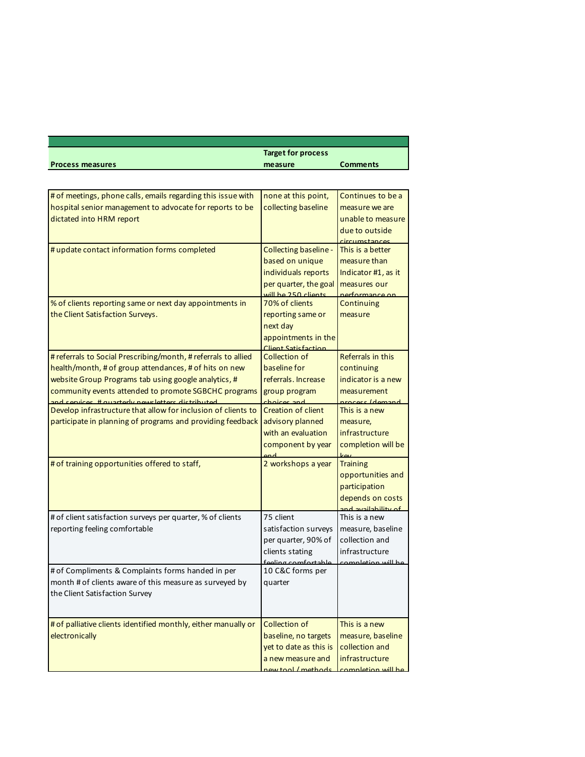| Process measures | Target for process measure | Comments |
|---|---|---|
| # of meetings, phone calls, emails regarding this issue with hospital senior management to advocate for reports to be dictated into HRM report | none at this point, collecting baseline | Continues to be a measure we are unable to measure due to outside circumstances |
| # update contact information forms completed | Collecting baseline - based on unique individuals reports per quarter, the goal will be 250 clients | This is a better measure than Indicator #1, as it measures our performance on |
| % of clients reporting same or next day appointments in the Client Satisfaction Surveys. | 70% of clients reporting same or next day appointments in the Client Satisfaction | Continuing measure |
| # referrals to Social Prescribing/month, # referrals to allied health/month, # of group attendances, # of hits on new website Group Programs tab using google analytics, # community events attended to promote SGBCHC programs and services, # quarterly newsletters distributed | Collection of baseline for referrals. Increase group program choices and | Referrals in this continuing indicator is a new measurement process (demand |
| Develop infrastructure that allow for inclusion of clients to participate in planning of programs and providing feedback | Creation of client advisory planned with an evaluation component by year end | This is a new measure, infrastructure completion will be key |
| # of training opportunities offered to staff, | 2 workshops a year | Training opportunities and participation depends on costs and availability of |
| # of client satisfaction surveys per quarter, % of clients reporting feeling comfortable | 75 client satisfaction surveys per quarter, 90% of clients stating feeling comfortable | This is a new measure, baseline collection and infrastructure completion will be |
| # of Compliments & Complaints forms handed in per month # of clients aware of this measure as surveyed by the Client Satisfaction Survey | 10 C&C forms per quarter | |
| # of palliative clients identified monthly, either manually or electronically | Collection of baseline, no targets yet to date as this is a new measure and new tool / methods | This is a new measure, baseline collection and infrastructure completion will be |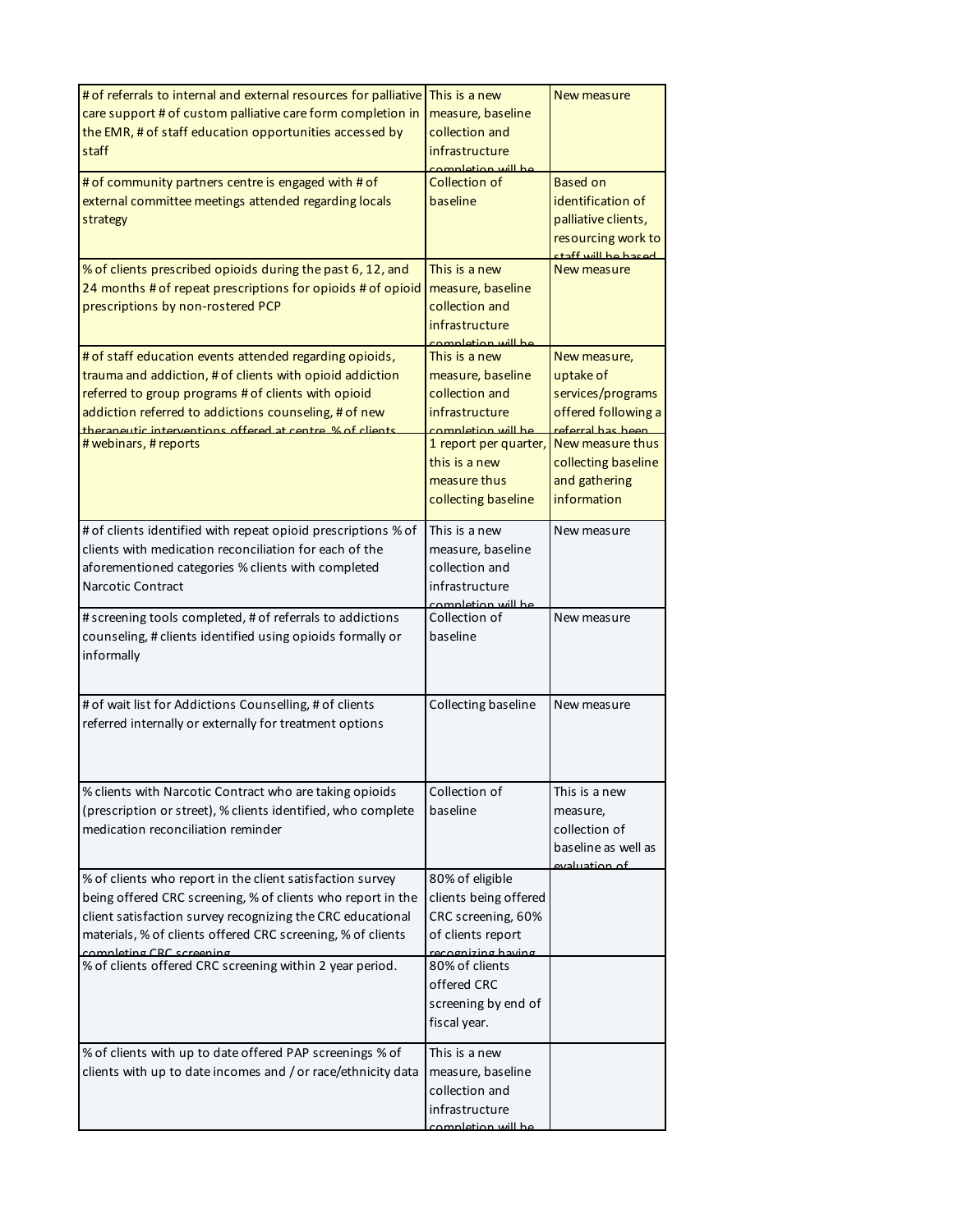| | | |
|---|---|---|
| # of referrals to internal and external resources for palliative care support # of custom palliative care form completion in the EMR, # of staff education opportunities accessed by staff | This is a new measure, baseline collection and infrastructure completion will be | New measure |
| # of community partners centre is engaged with # of external committee meetings attended regarding locals strategy | Collection of baseline | Based on identification of palliative clients, resourcing work to staff will be based |
| % of clients prescribed opioids during the past 6, 12, and 24 months # of repeat prescriptions for opioids # of opioid prescriptions by non-rostered PCP | This is a new measure, baseline collection and infrastructure completion will be | New measure |
| # of staff education events attended regarding opioids, trauma and addiction, # of clients with opioid addiction referred to group programs # of clients with opioid addiction referred to addictions counseling, # of new therapeutic interventions offered at centre, % of clients | This is a new measure, baseline collection and infrastructure completion will be | New measure, uptake of services/programs offered following a referral has been |
| # webinars, # reports | 1 report per quarter, this is a new measure thus collecting baseline | New measure thus collecting baseline and gathering information |
| # of clients identified with repeat opioid prescriptions % of clients with medication reconciliation for each of the aforementioned categories % clients with completed Narcotic Contract | This is a new measure, baseline collection and infrastructure completion will be | New measure |
| # screening tools completed, # of referrals to addictions counseling, # clients identified using opioids formally or informally | Collection of baseline | New measure |
| # of wait list for Addictions Counselling, # of clients referred internally or externally for treatment options | Collecting baseline | New measure |
| % clients with Narcotic Contract who are taking opioids (prescription or street), % clients identified, who complete medication reconciliation reminder | Collection of baseline | This is a new measure, collection of baseline as well as evaluation of |
| % of clients who report in the client satisfaction survey being offered CRC screening, % of clients who report in the client satisfaction survey recognizing the CRC educational materials, % of clients offered CRC screening, % of clients completing CRC screening | 80% of eligible clients being offered CRC screening, 60% of clients report recognizing having | |
| % of clients offered CRC screening within 2 year period. | 80% of clients offered CRC screening by end of fiscal year. | |
| % of clients with up to date offered PAP screenings % of clients with up to date incomes and / or race/ethnicity data | This is a new measure, baseline collection and infrastructure completion will be | |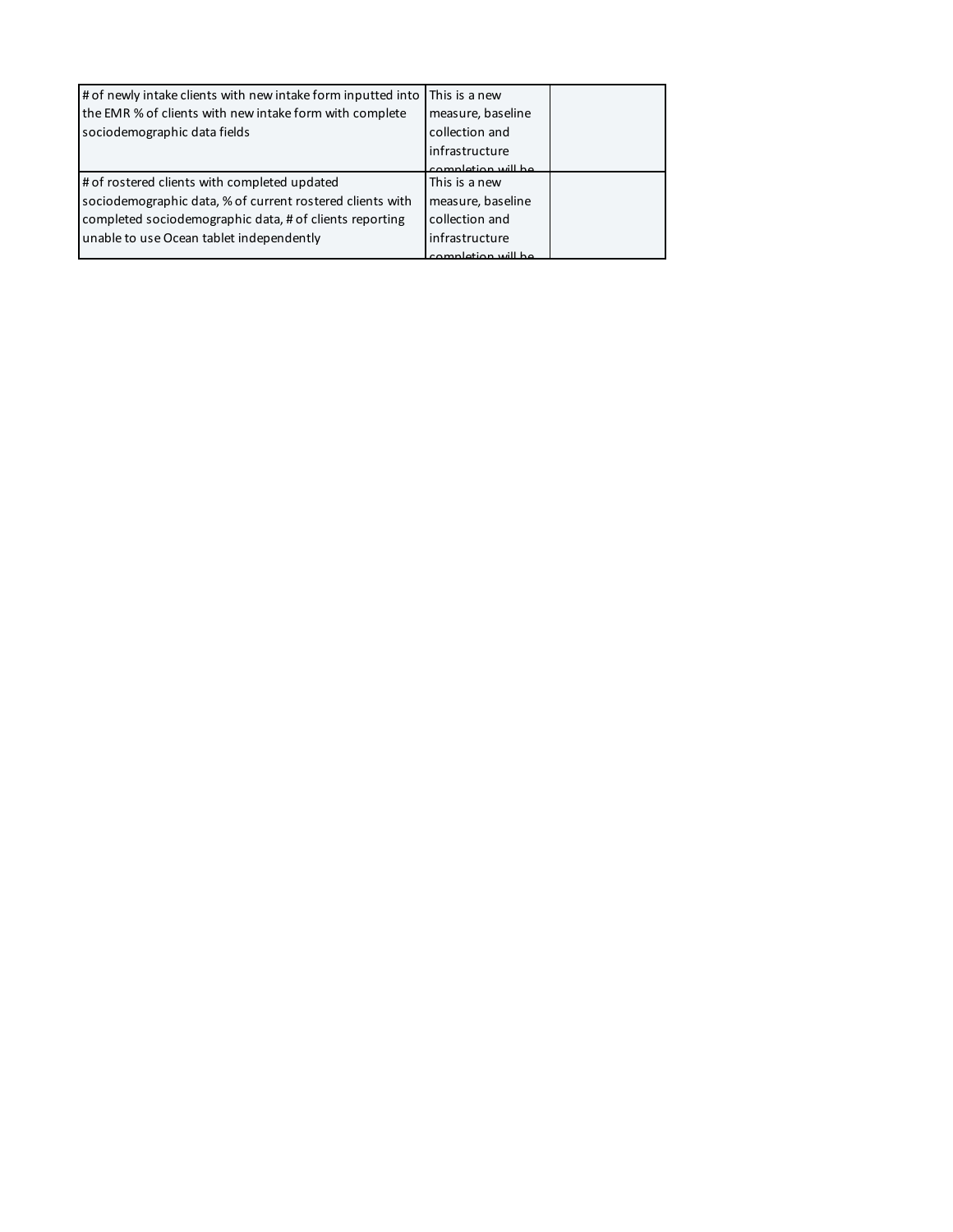| | | |
|---|---|---|
| # of newly intake clients with new intake form inputted into the EMR % of clients with new intake form with complete sociodemographic data fields | This is a new measure, baseline collection and infrastructure completion will be | |
| # of rostered clients with completed updated sociodemographic data, % of current rostered clients with completed sociodemographic data, # of clients reporting unable to use Ocean tablet independently | This is a new measure, baseline collection and infrastructure completion will be | |